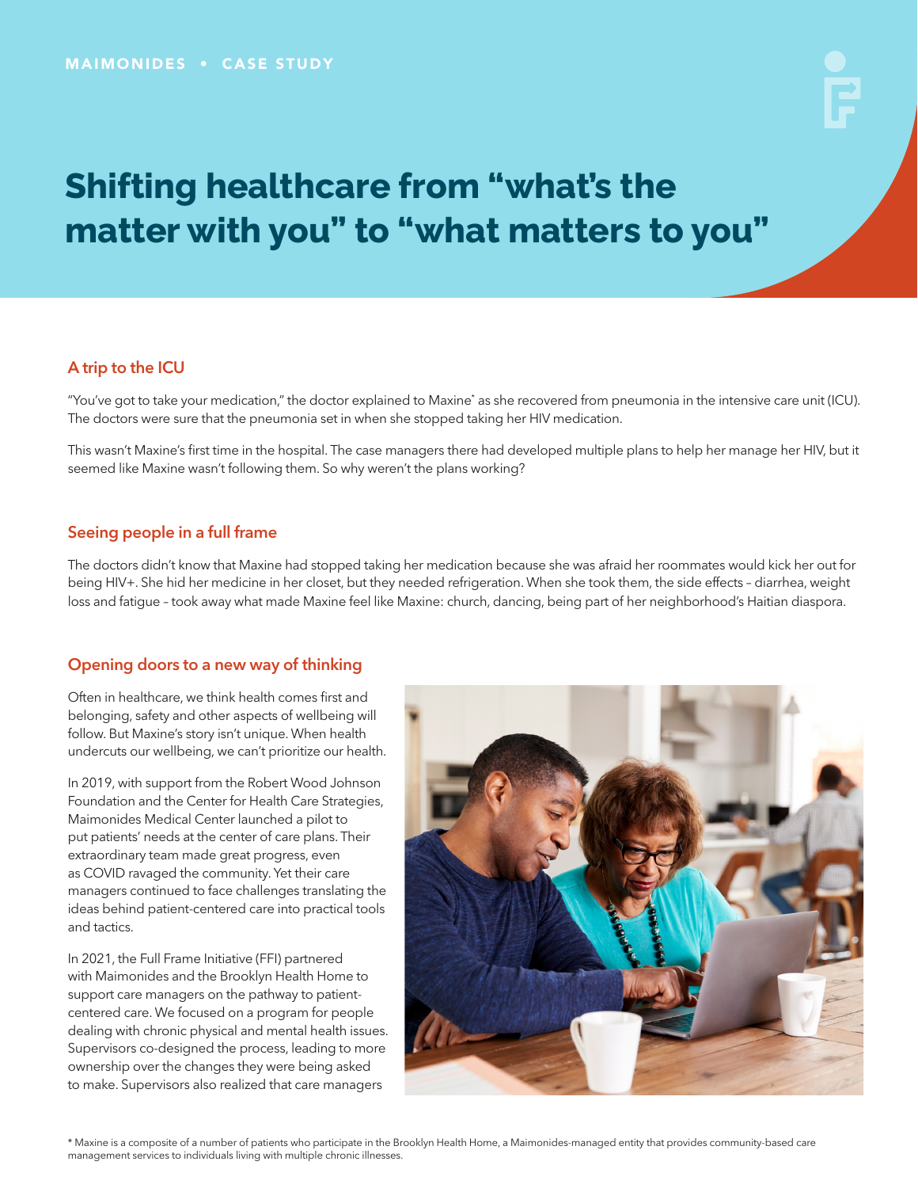MAIMONIDES • CASE STUDY

# Shifting healthcare from "what's the matter with you" to "what matters to you"

## A trip to the ICU

"You've got to take your medication," the doctor explained to Maxine* as she recovered from pneumonia in the intensive care unit (ICU). The doctors were sure that the pneumonia set in when she stopped taking her HIV medication.

This wasn't Maxine's first time in the hospital. The case managers there had developed multiple plans to help her manage her HIV, but it seemed like Maxine wasn't following them. So why weren't the plans working?

## Seeing people in a full frame

The doctors didn't know that Maxine had stopped taking her medication because she was afraid her roommates would kick her out for being HIV+. She hid her medicine in her closet, but they needed refrigeration. When she took them, the side effects – diarrhea, weight loss and fatigue – took away what made Maxine feel like Maxine: church, dancing, being part of her neighborhood's Haitian diaspora.

## Opening doors to a new way of thinking

Often in healthcare, we think health comes first and belonging, safety and other aspects of wellbeing will follow. But Maxine's story isn't unique. When health undercuts our wellbeing, we can't prioritize our health.

In 2019, with support from the Robert Wood Johnson Foundation and the Center for Health Care Strategies, Maimonides Medical Center launched a pilot to put patients' needs at the center of care plans. Their extraordinary team made great progress, even as COVID ravaged the community. Yet their care managers continued to face challenges translating the ideas behind patient-centered care into practical tools and tactics.

In 2021, the Full Frame Initiative (FFI) partnered with Maimonides and the Brooklyn Health Home to support care managers on the pathway to patient-centered care. We focused on a program for people dealing with chronic physical and mental health issues. Supervisors co-designed the process, leading to more ownership over the changes they were being asked to make. Supervisors also realized that care managers

\* Maxine is a composite of a number of patients who participate in the Brooklyn Health Home, a Maimonides-managed entity that provides community-based care management services to individuals living with multiple chronic illnesses.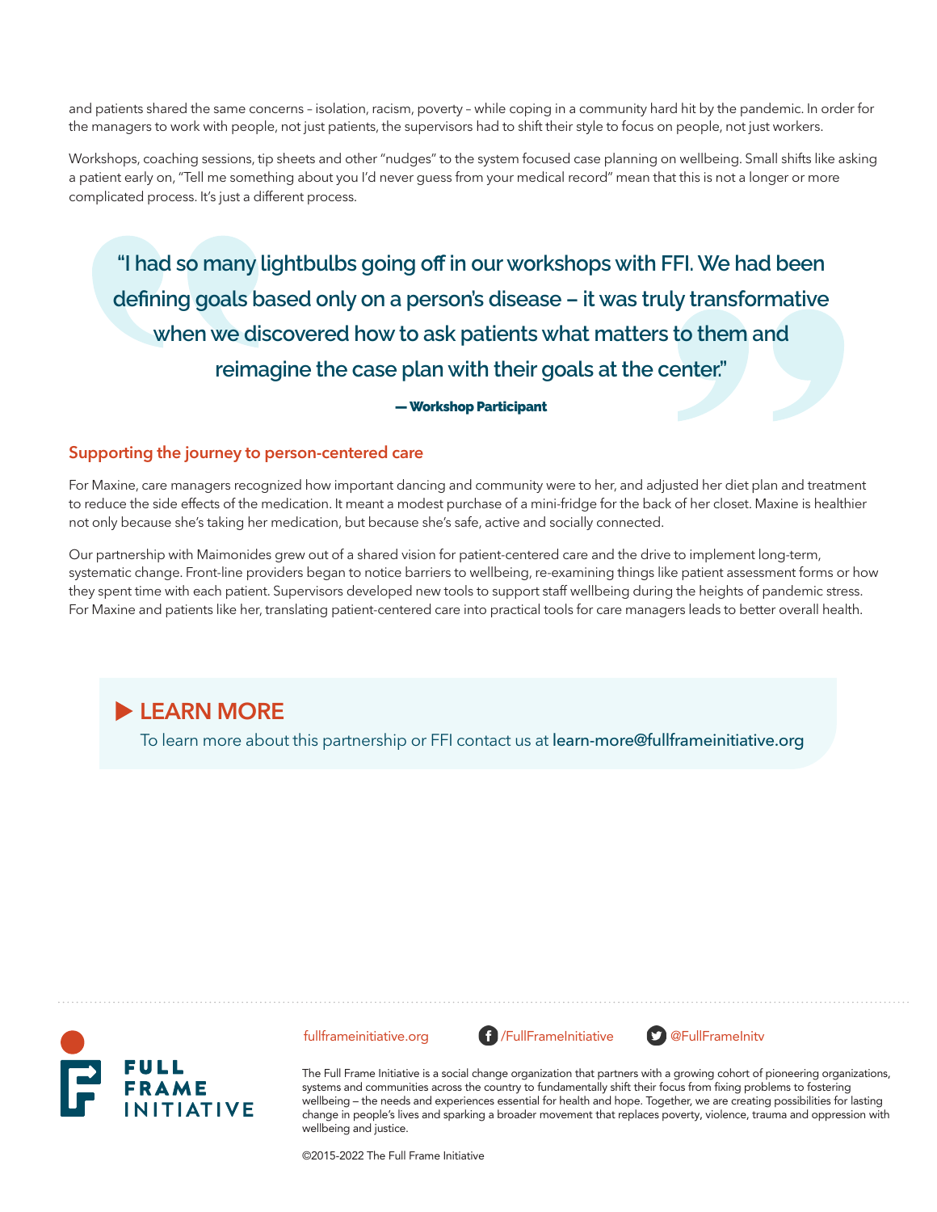and patients shared the same concerns – isolation, racism, poverty – while coping in a community hard hit by the pandemic. In order for the managers to work with people, not just patients, the supervisors had to shift their style to focus on people, not just workers.

Workshops, coaching sessions, tip sheets and other "nudges" to the system focused case planning on wellbeing. Small shifts like asking a patient early on, "Tell me something about you I'd never guess from your medical record" mean that this is not a longer or more complicated process. It's just a different process.

> "I had so many lightbulbs going off in our workshops with FFI. We had been defining goals based only on a person's disease – it was truly transformative when we discovered how to ask patients what matters to them and reimagine the case plan with their goals at the center."
>
> **— Workshop Participant**

## Supporting the journey to person-centered care

For Maxine, care managers recognized how important dancing and community were to her, and adjusted her diet plan and treatment to reduce the side effects of the medication. It meant a modest purchase of a mini-fridge for the back of her closet. Maxine is healthier not only because she's taking her medication, but because she's safe, active and socially connected.

Our partnership with Maimonides grew out of a shared vision for patient-centered care and the drive to implement long-term, systematic change. Front-line providers began to notice barriers to wellbeing, re-examining things like patient assessment forms or how they spent time with each patient. Supervisors developed new tools to support staff wellbeing during the heights of pandemic stress. For Maxine and patients like her, translating patient-centered care into practical tools for care managers leads to better overall health.

## ▶ LEARN MORE

To learn more about this partnership or FFI contact us at learn-more@fullframeinitiative.org

FULL FRAME INITIATIVE

fullframeinitiative.org | /FullFrameInitiative | @FullFrameInitv

The Full Frame Initiative is a social change organization that partners with a growing cohort of pioneering organizations, systems and communities across the country to fundamentally shift their focus from fixing problems to fostering wellbeing – the needs and experiences essential for health and hope. Together, we are creating possibilities for lasting change in people's lives and sparking a broader movement that replaces poverty, violence, trauma and oppression with wellbeing and justice.

©2015-2022 The Full Frame Initiative